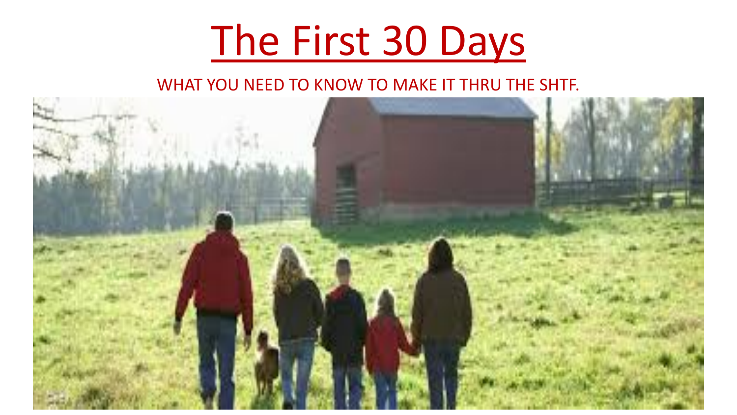# The First 30 Days

WHAT YOU NEED TO KNOW TO MAKE IT THRU THE SHTF.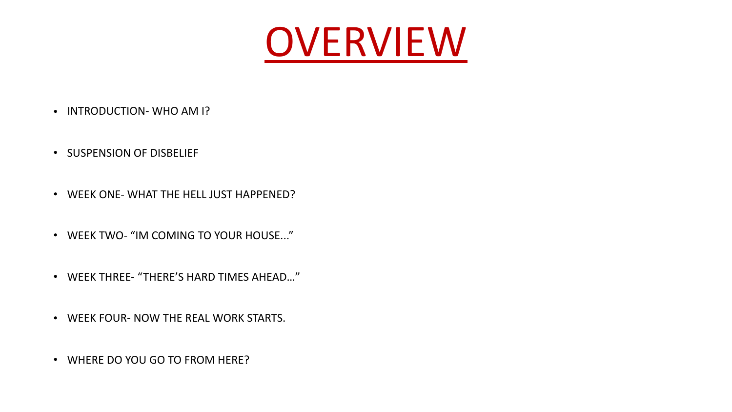# OVERVIEW

- INTRODUCTION- WHO AM I?
- SUSPENSION OF DISBELIEF
- WEEK ONE- WHAT THE HELL JUST HAPPENED?
- WEEK TWO- "IM COMING TO YOUR HOUSE..."
- WEEK THREE- "THERE'S HARD TIMES AHEAD…"
- WEEK FOUR- NOW THE REAL WORK STARTS.
- WHERE DO YOU GO TO FROM HERE?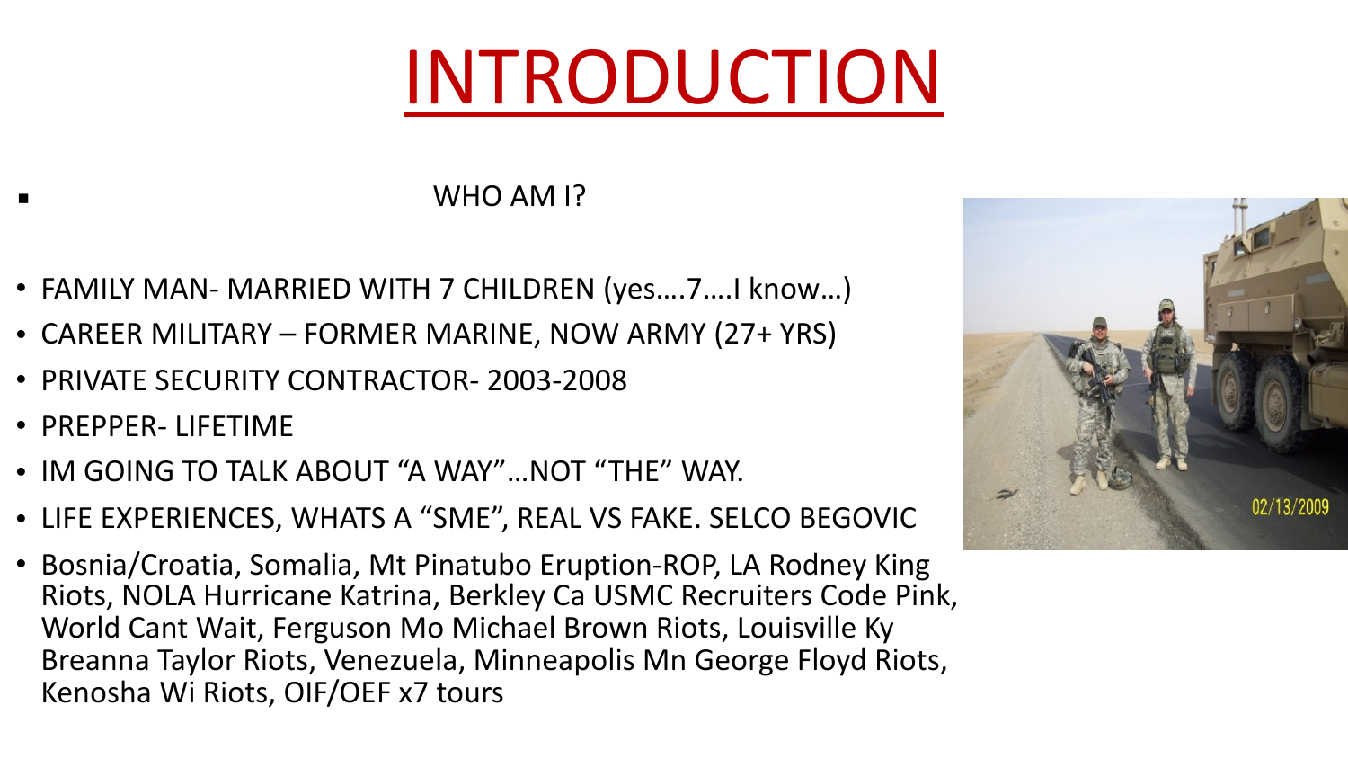# INTRODUCTION

- WHO AM I?

- FAMILY MAN- MARRIED WITH 7 CHILDREN (yes….7….I know…)
- CAREER MILITARY – FORMER MARINE, NOW ARMY (27+ YRS)
- PRIVATE SECURITY CONTRACTOR- 2003-2008
- PREPPER- LIFETIME
- IM GOING TO TALK ABOUT "A WAY"…NOT "THE" WAY.
- LIFE EXPERIENCES, WHATS A "SME", REAL VS FAKE. SELCO BEGOVIC
- Bosnia/Croatia, Somalia, Mt Pinatubo Eruption-ROP, LA Rodney King Riots, NOLA Hurricane Katrina, Berkley Ca USMC Recruiters Code Pink, World Cant Wait, Ferguson Mo Michael Brown Riots, Louisville Ky Breanna Taylor Riots, Venezuela, Minneapolis Mn George Floyd Riots, Kenosha Wi Riots, OIF/OEF x7 tours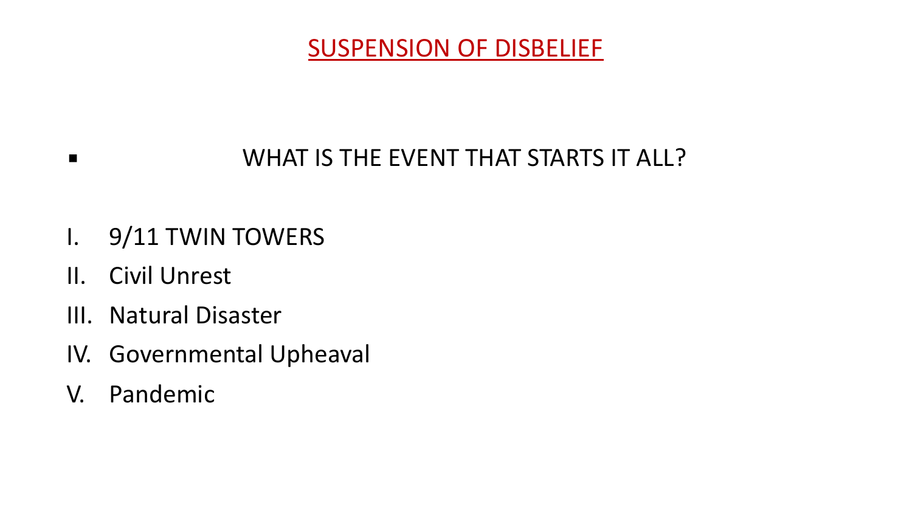# SUSPENSION OF DISBELIEF

- WHAT IS THE EVENT THAT STARTS IT ALL?

I. 9/11 TWIN TOWERS
II. Civil Unrest
III. Natural Disaster
IV. Governmental Upheaval
V. Pandemic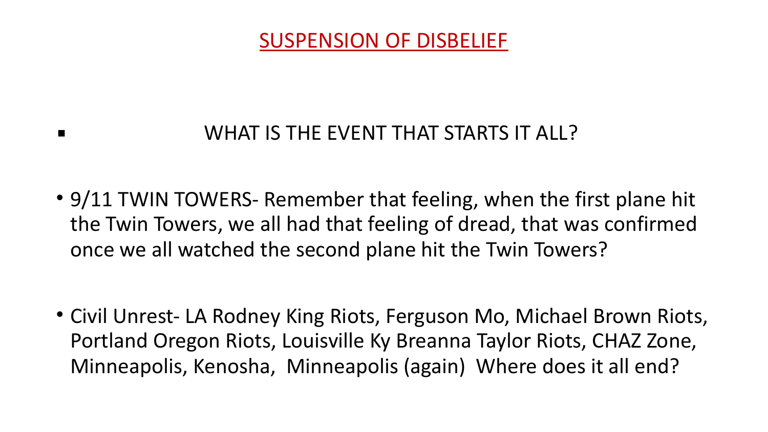# SUSPENSION OF DISBELIEF

- WHAT IS THE EVENT THAT STARTS IT ALL?

- 9/11 TWIN TOWERS- Remember that feeling, when the first plane hit the Twin Towers, we all had that feeling of dread, that was confirmed once we all watched the second plane hit the Twin Towers?

- Civil Unrest- LA Rodney King Riots, Ferguson Mo, Michael Brown Riots, Portland Oregon Riots, Louisville Ky Breanna Taylor Riots, CHAZ Zone, Minneapolis, Kenosha, Minneapolis (again) Where does it all end?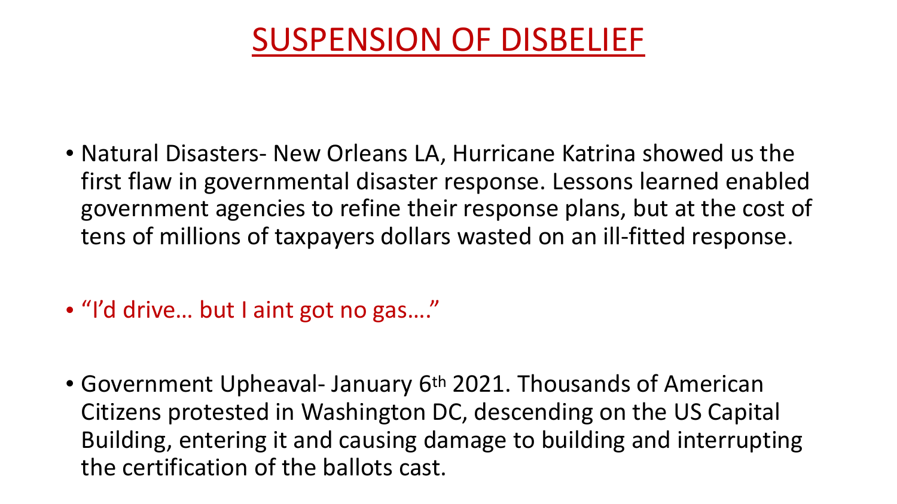# SUSPENSION OF DISBELIEF

- Natural Disasters- New Orleans LA, Hurricane Katrina showed us the first flaw in governmental disaster response. Lessons learned enabled government agencies to refine their response plans, but at the cost of tens of millions of taxpayers dollars wasted on an ill-fitted response.

- "I'd drive… but I aint got no gas…."

- Government Upheaval- January 6th 2021. Thousands of American Citizens protested in Washington DC, descending on the US Capital Building, entering it and causing damage to building and interrupting the certification of the ballots cast.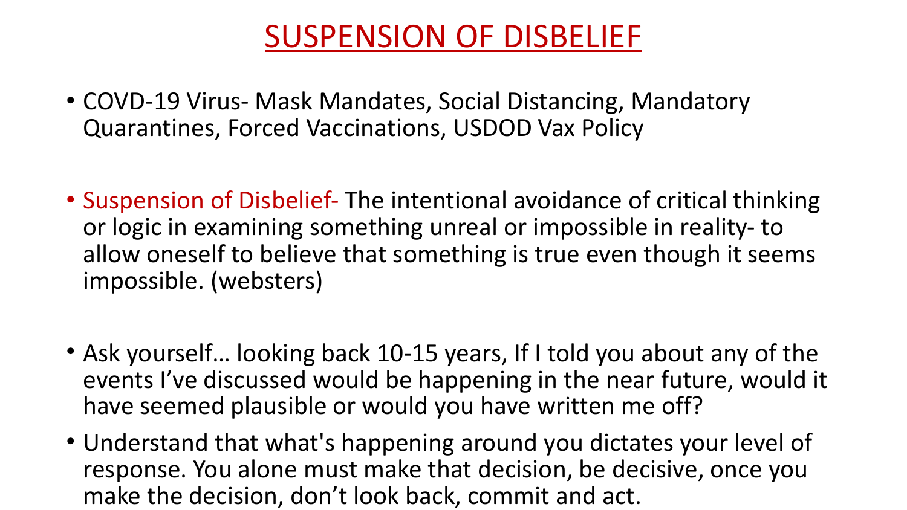# SUSPENSION OF DISBELIEF

- COVD-19 Virus- Mask Mandates, Social Distancing, Mandatory Quarantines, Forced Vaccinations, USDOD Vax Policy

- Suspension of Disbelief- The intentional avoidance of critical thinking or logic in examining something unreal or impossible in reality- to allow oneself to believe that something is true even though it seems impossible. (websters)

- Ask yourself… looking back 10-15 years, If I told you about any of the events I've discussed would be happening in the near future, would it have seemed plausible or would you have written me off?
- Understand that what's happening around you dictates your level of response. You alone must make that decision, be decisive, once you make the decision, don't look back, commit and act.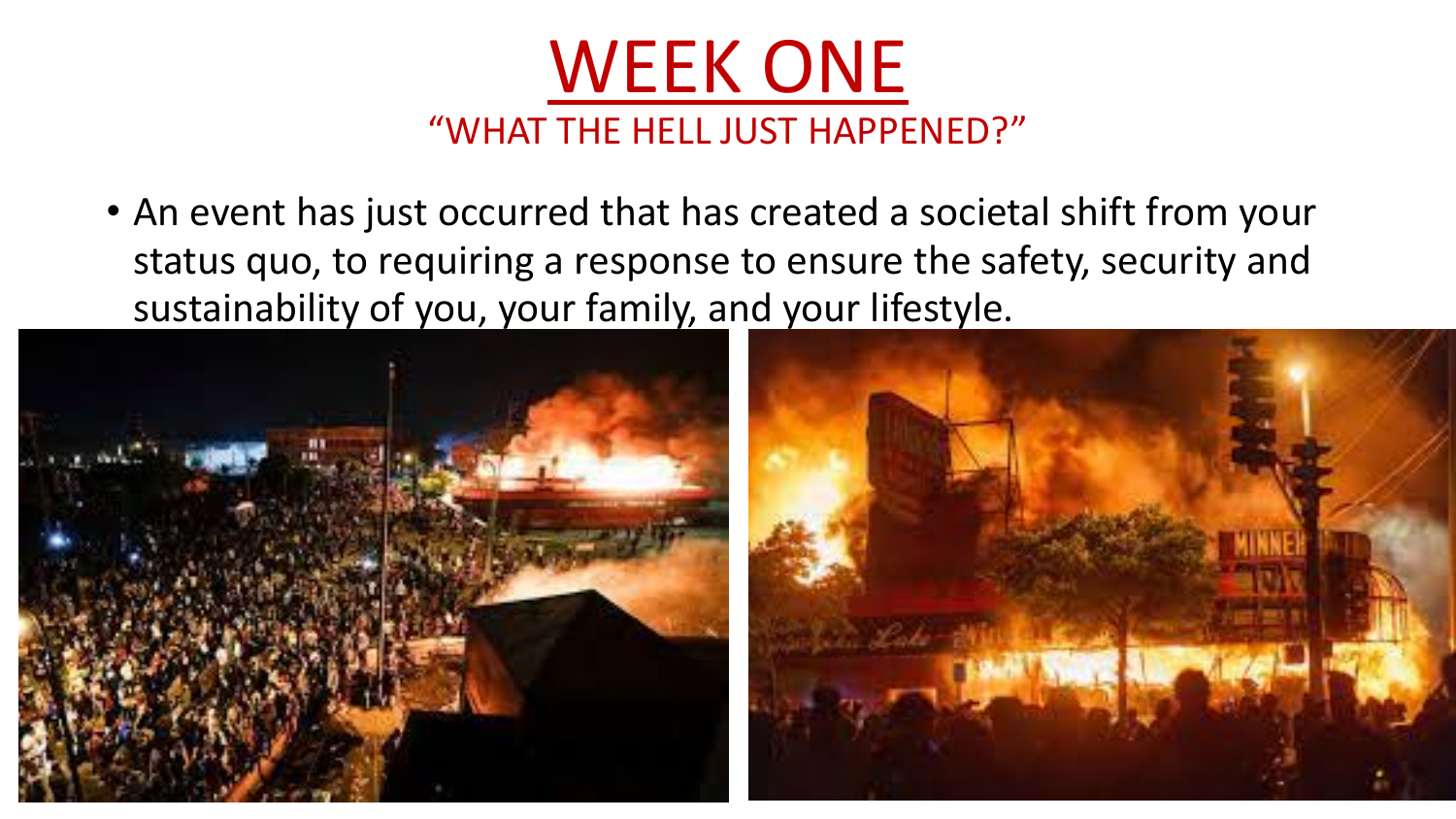# WEEK ONE

## "WHAT THE HELL JUST HAPPENED?"

- An event has just occurred that has created a societal shift from your status quo, to requiring a response to ensure the safety, security and sustainability of you, your family, and your lifestyle.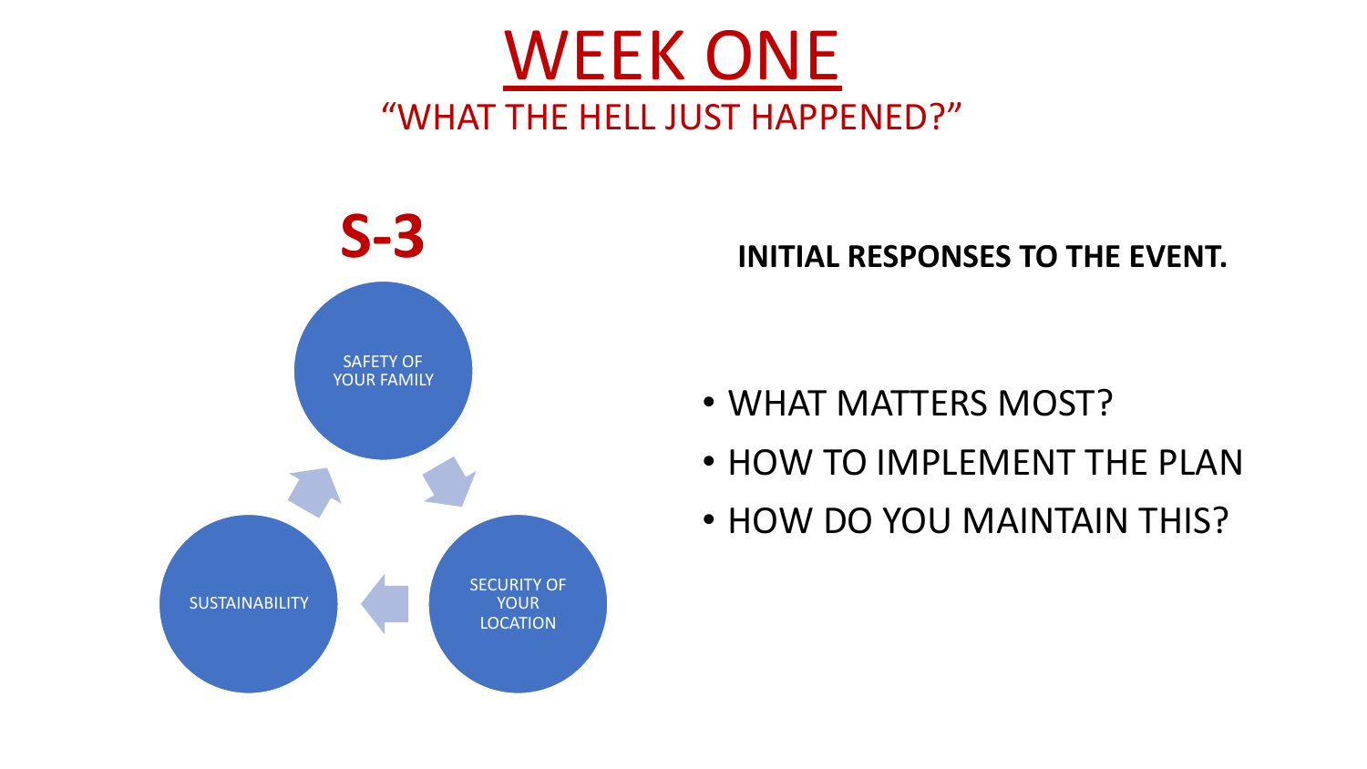# WEEK ONE

## "WHAT THE HELL JUST HAPPENED?"

**S-3**

SAFETY OF YOUR FAMILY

SECURITY OF YOUR LOCATION

SUSTAINABILITY

**INITIAL RESPONSES TO THE EVENT.**

- WHAT MATTERS MOST?
- HOW TO IMPLEMENT THE PLAN
- HOW DO YOU MAINTAIN THIS?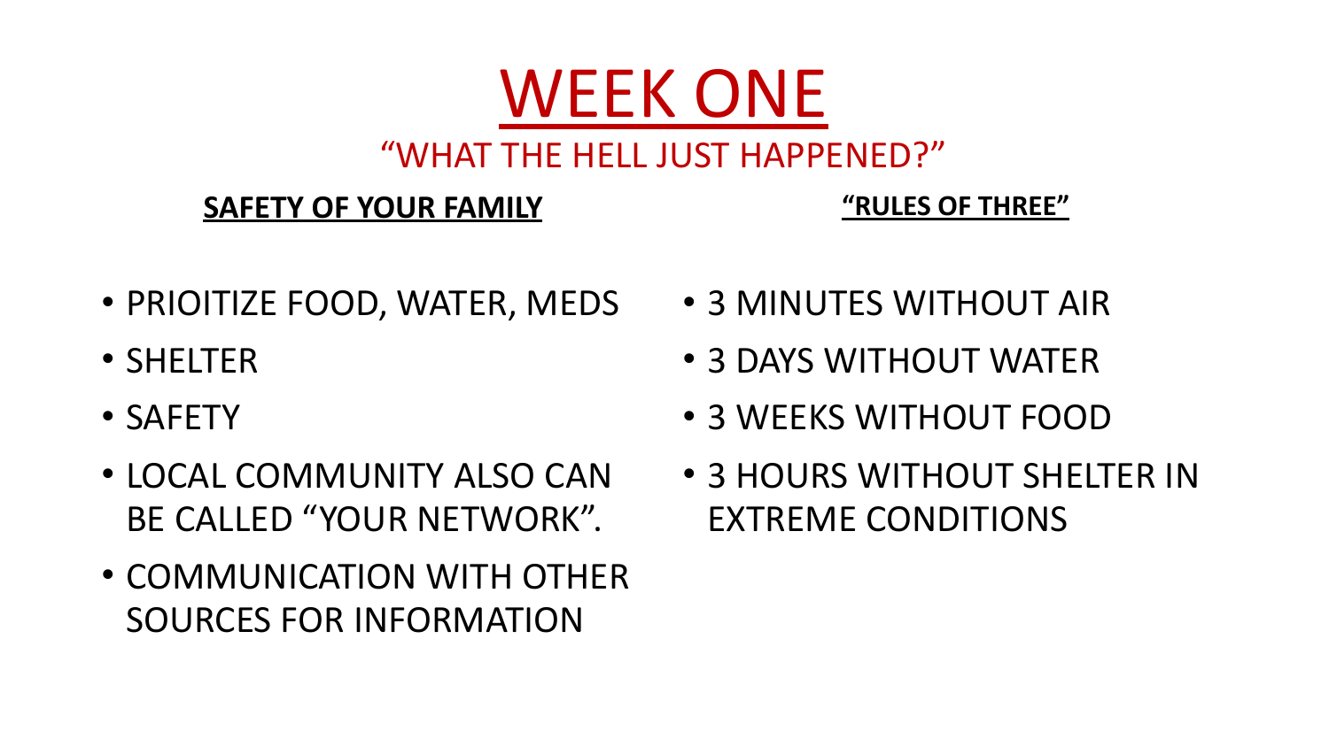# WEEK ONE

## "WHAT THE HELL JUST HAPPENED?"

**SAFETY OF YOUR FAMILY**

- PRIOITIZE FOOD, WATER, MEDS
- SHELTER
- SAFETY
- LOCAL COMMUNITY ALSO CAN BE CALLED "YOUR NETWORK".
- COMMUNICATION WITH OTHER SOURCES FOR INFORMATION

**"RULES OF THREE"**

- 3 MINUTES WITHOUT AIR
- 3 DAYS WITHOUT WATER
- 3 WEEKS WITHOUT FOOD
- 3 HOURS WITHOUT SHELTER IN EXTREME CONDITIONS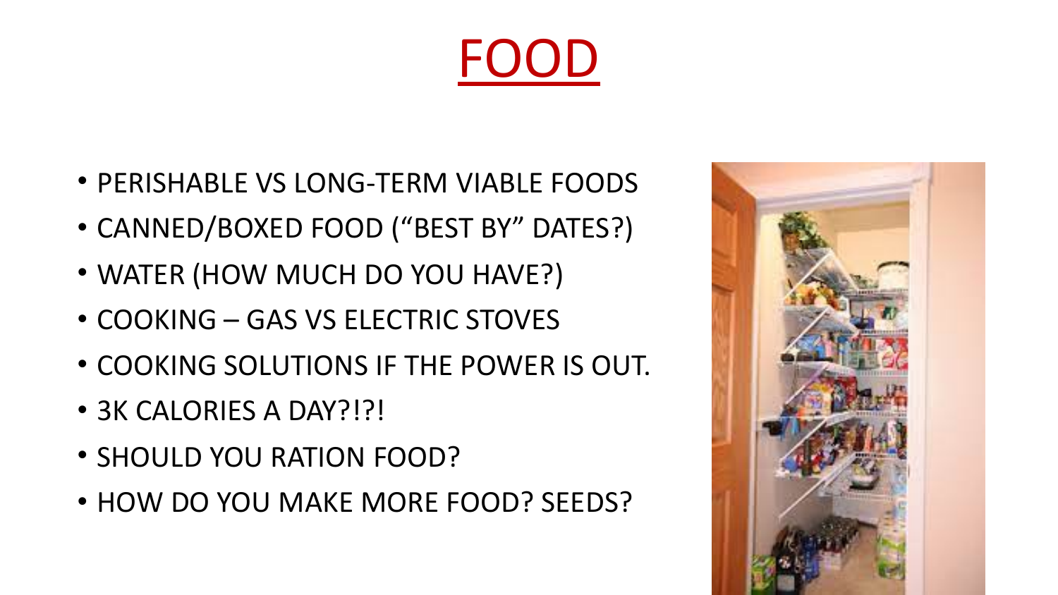# FOOD

- PERISHABLE VS LONG-TERM VIABLE FOODS
- CANNED/BOXED FOOD ("BEST BY" DATES?)
- WATER (HOW MUCH DO YOU HAVE?)
- COOKING – GAS VS ELECTRIC STOVES
- COOKING SOLUTIONS IF THE POWER IS OUT.
- 3K CALORIES A DAY?!?!
- SHOULD YOU RATION FOOD?
- HOW DO YOU MAKE MORE FOOD? SEEDS?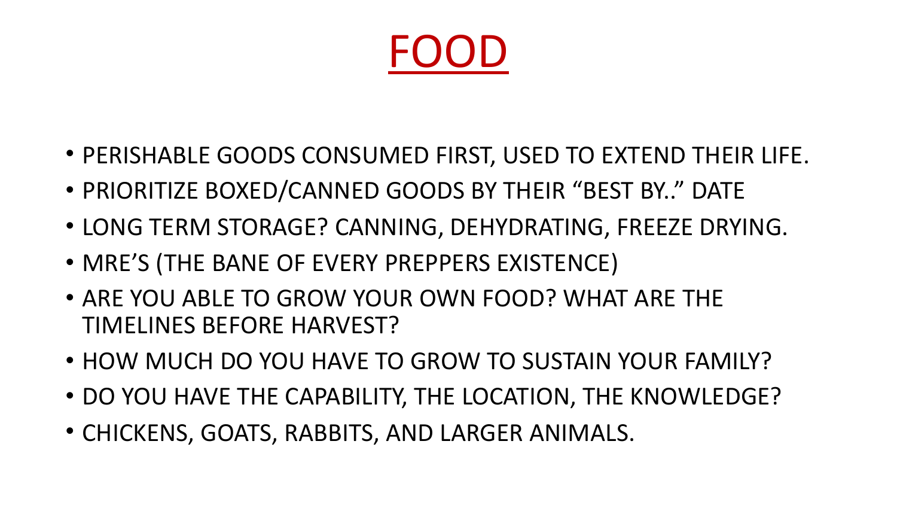# FOOD

- PERISHABLE GOODS CONSUMED FIRST, USED TO EXTEND THEIR LIFE.
- PRIORITIZE BOXED/CANNED GOODS BY THEIR "BEST BY.." DATE
- LONG TERM STORAGE? CANNING, DEHYDRATING, FREEZE DRYING.
- MRE'S (THE BANE OF EVERY PREPPERS EXISTENCE)
- ARE YOU ABLE TO GROW YOUR OWN FOOD? WHAT ARE THE TIMELINES BEFORE HARVEST?
- HOW MUCH DO YOU HAVE TO GROW TO SUSTAIN YOUR FAMILY?
- DO YOU HAVE THE CAPABILITY, THE LOCATION, THE KNOWLEDGE?
- CHICKENS, GOATS, RABBITS, AND LARGER ANIMALS.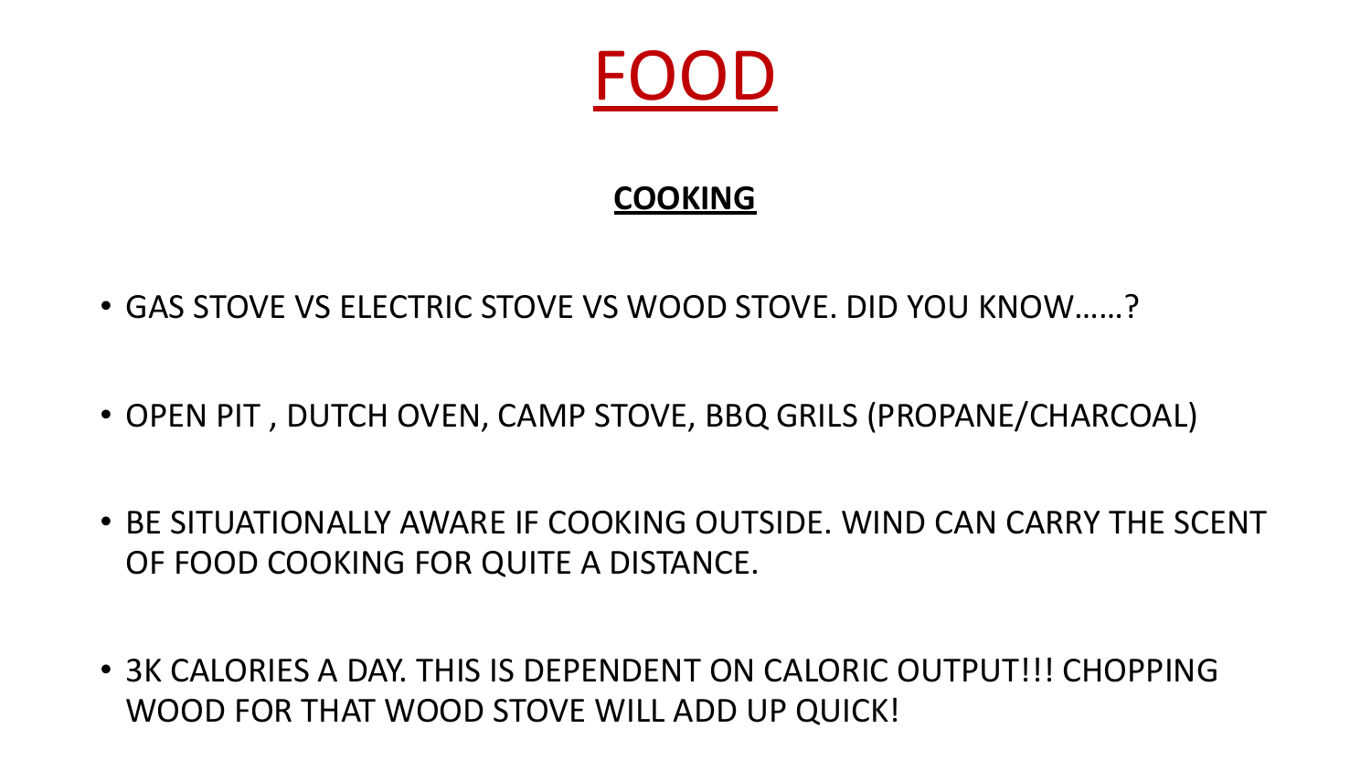# FOOD

## COOKING

- GAS STOVE VS ELECTRIC STOVE VS WOOD STOVE. DID YOU KNOW……?
- OPEN PIT , DUTCH OVEN, CAMP STOVE, BBQ GRILS (PROPANE/CHARCOAL)
- BE SITUATIONALLY AWARE IF COOKING OUTSIDE. WIND CAN CARRY THE SCENT OF FOOD COOKING FOR QUITE A DISTANCE.
- 3K CALORIES A DAY. THIS IS DEPENDENT ON CALORIC OUTPUT!!! CHOPPING WOOD FOR THAT WOOD STOVE WILL ADD UP QUICK!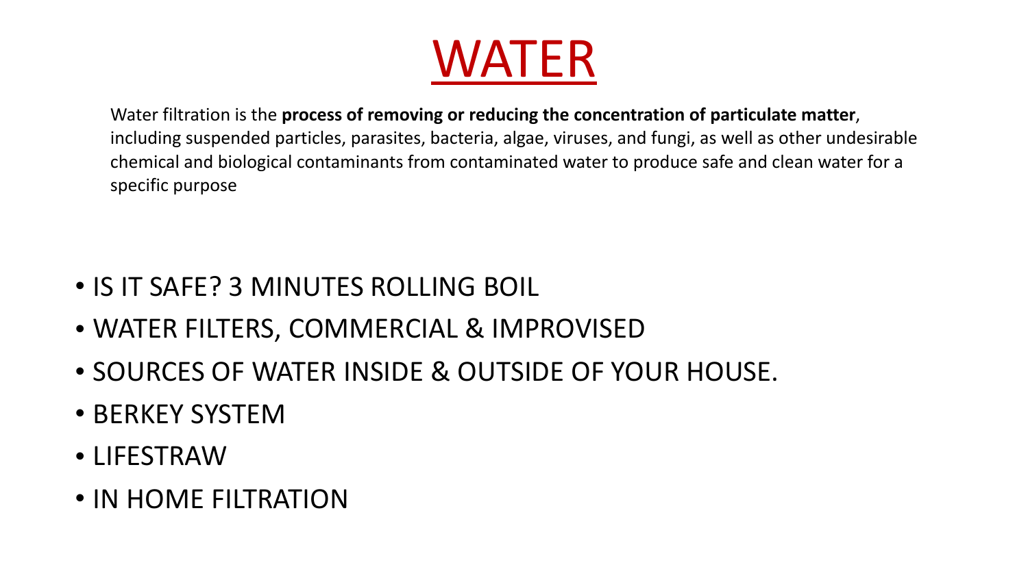# WATER

Water filtration is the **process of removing or reducing the concentration of particulate matter**, including suspended particles, parasites, bacteria, algae, viruses, and fungi, as well as other undesirable chemical and biological contaminants from contaminated water to produce safe and clean water for a specific purpose

- IS IT SAFE? 3 MINUTES ROLLING BOIL
- WATER FILTERS, COMMERCIAL & IMPROVISED
- SOURCES OF WATER INSIDE & OUTSIDE OF YOUR HOUSE.
- BERKEY SYSTEM
- LIFESTRAW
- IN HOME FILTRATION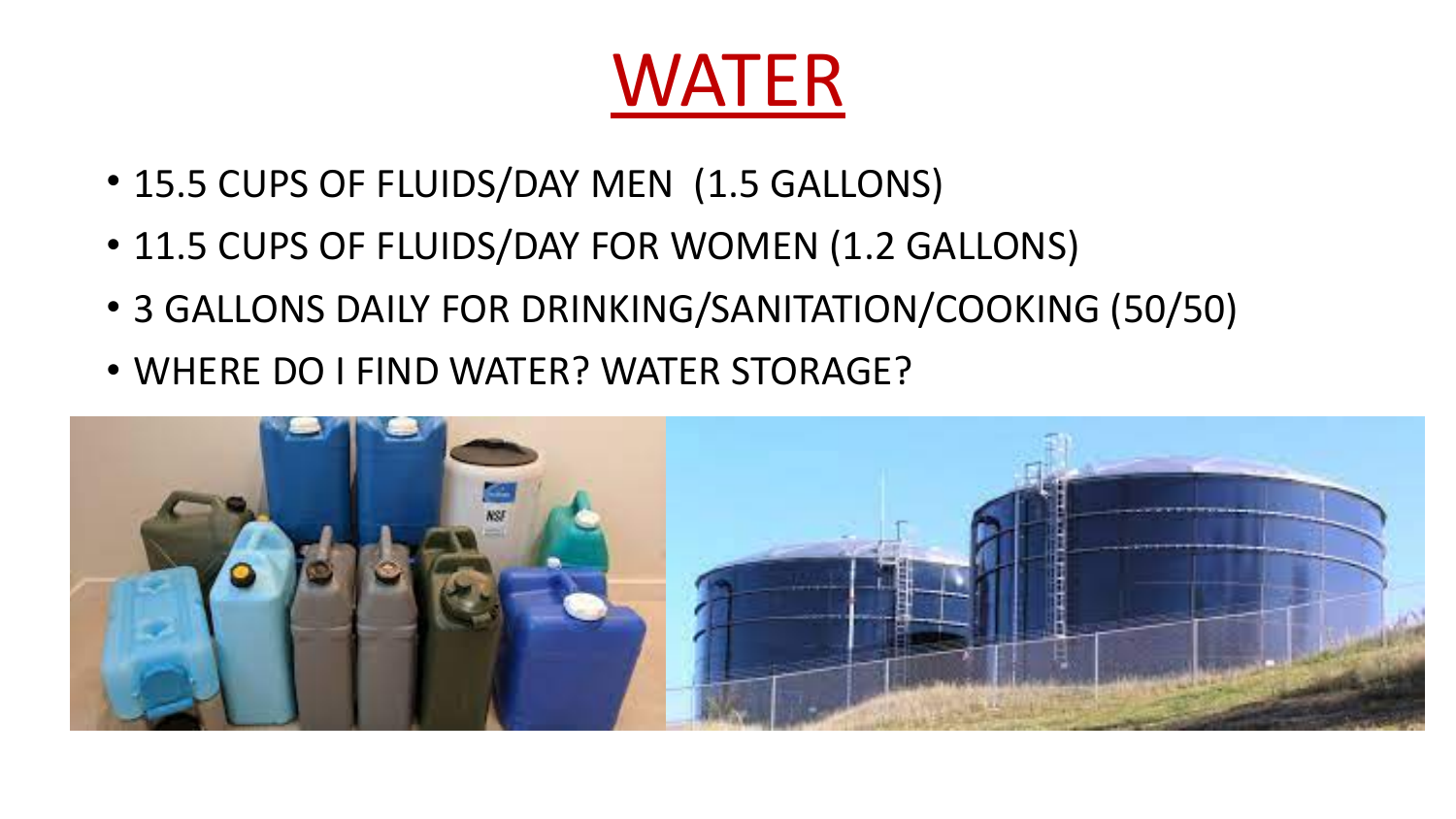# WATER

- 15.5 CUPS OF FLUIDS/DAY MEN (1.5 GALLONS)
- 11.5 CUPS OF FLUIDS/DAY FOR WOMEN (1.2 GALLONS)
- 3 GALLONS DAILY FOR DRINKING/SANITATION/COOKING (50/50)
- WHERE DO I FIND WATER? WATER STORAGE?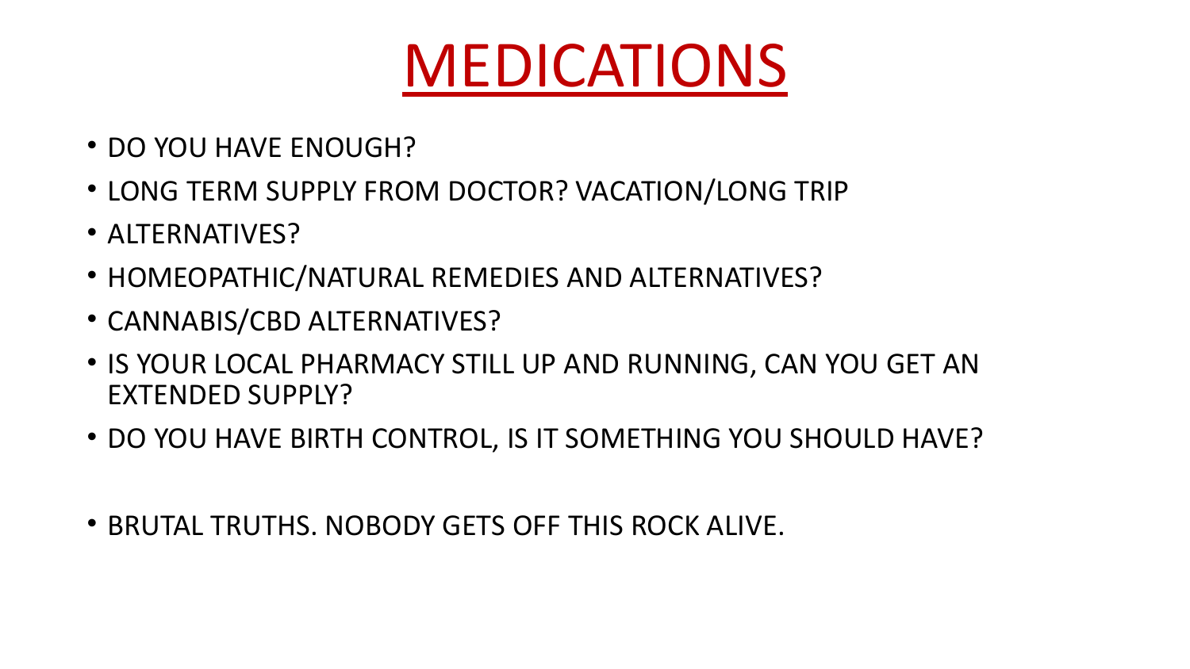# MEDICATIONS

- DO YOU HAVE ENOUGH?
- LONG TERM SUPPLY FROM DOCTOR? VACATION/LONG TRIP
- ALTERNATIVES?
- HOMEOPATHIC/NATURAL REMEDIES AND ALTERNATIVES?
- CANNABIS/CBD ALTERNATIVES?
- IS YOUR LOCAL PHARMACY STILL UP AND RUNNING, CAN YOU GET AN EXTENDED SUPPLY?
- DO YOU HAVE BIRTH CONTROL, IS IT SOMETHING YOU SHOULD HAVE?

- BRUTAL TRUTHS. NOBODY GETS OFF THIS ROCK ALIVE.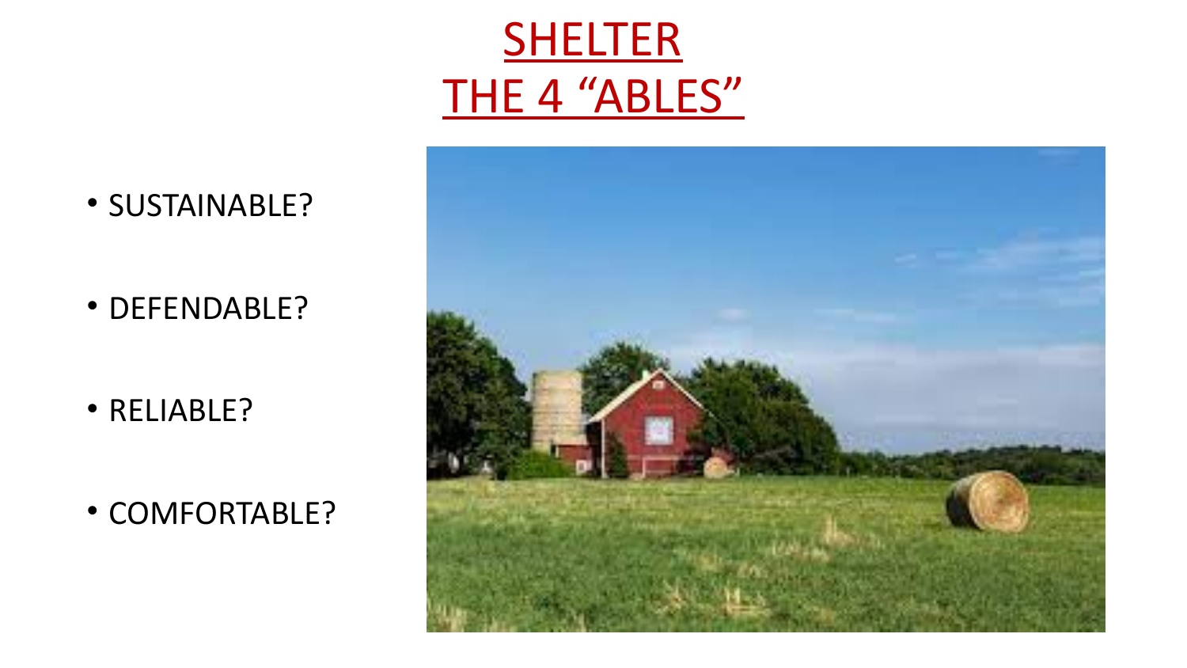# SHELTER
# THE 4 "ABLES"

- SUSTAINABLE?
- DEFENDABLE?
- RELIABLE?
- COMFORTABLE?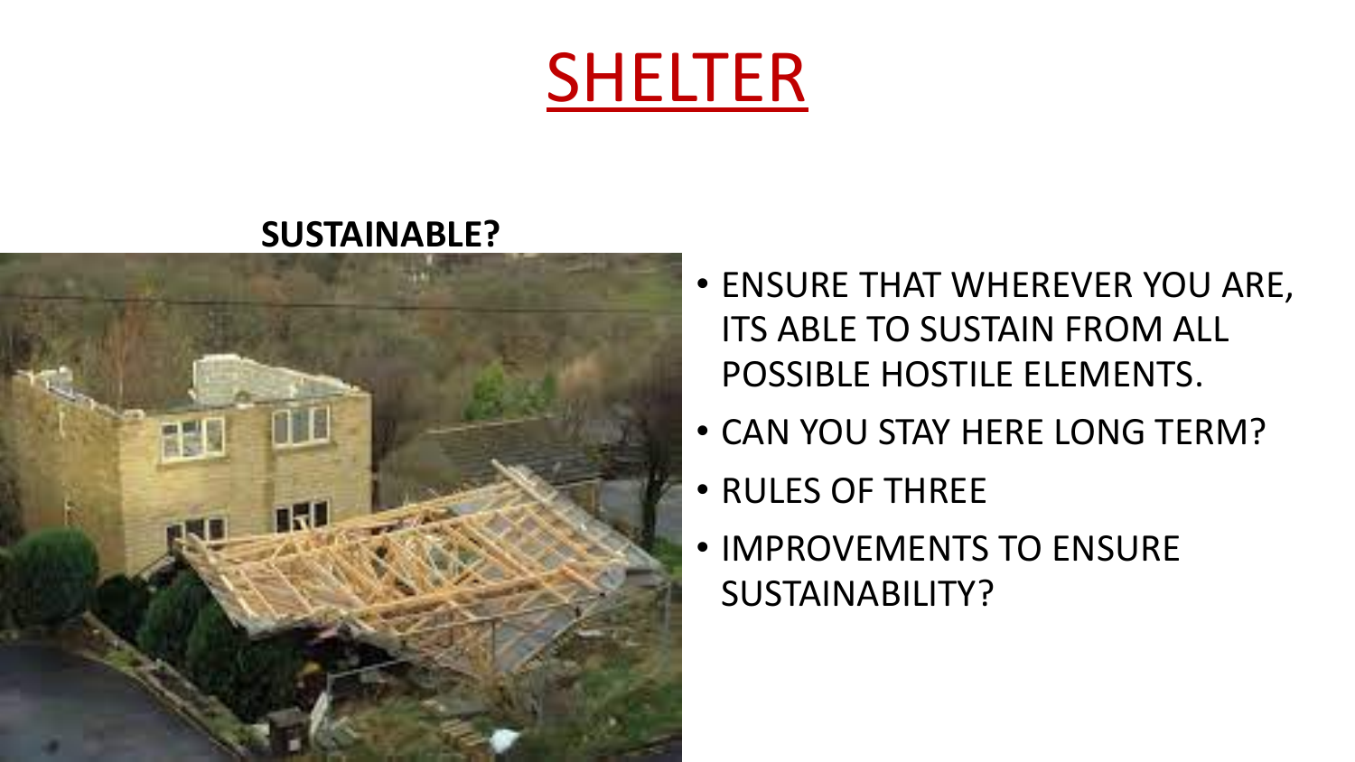# SHELTER

**SUSTAINABLE?**

- ENSURE THAT WHEREVER YOU ARE, ITS ABLE TO SUSTAIN FROM ALL POSSIBLE HOSTILE ELEMENTS.
- CAN YOU STAY HERE LONG TERM?
- RULES OF THREE
- IMPROVEMENTS TO ENSURE SUSTAINABILITY?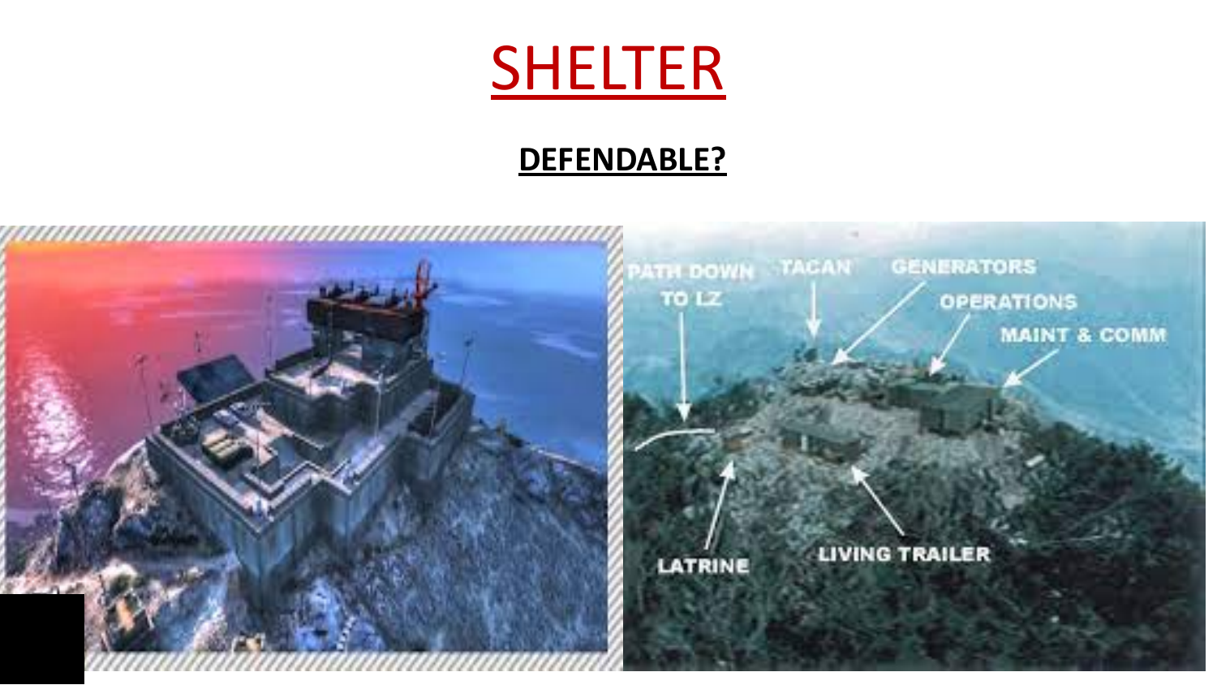# SHELTER

**DEFENDABLE?**

PATH DOWN TO LZ

TACAN

GENERATORS

OPERATIONS

MAINT & COMM

LATRINE

LIVING TRAILER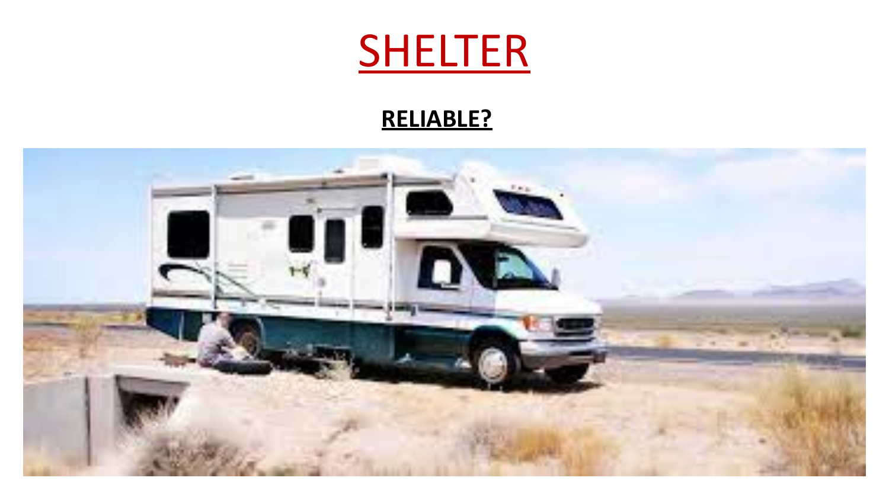# SHELTER

**RELIABLE?**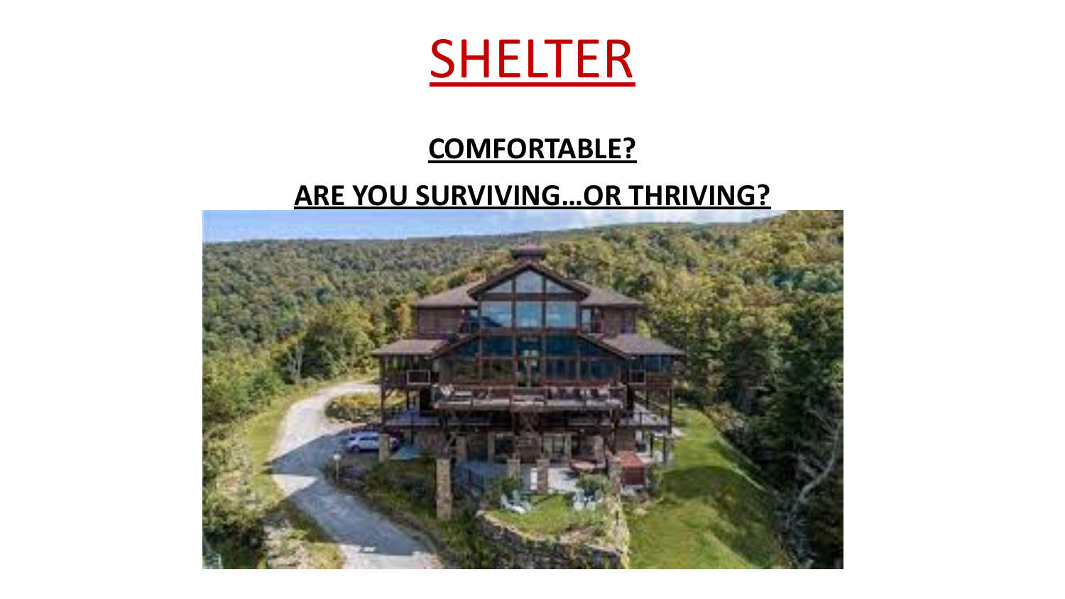# SHELTER

**COMFORTABLE?**

**ARE YOU SURVIVING…OR THRIVING?**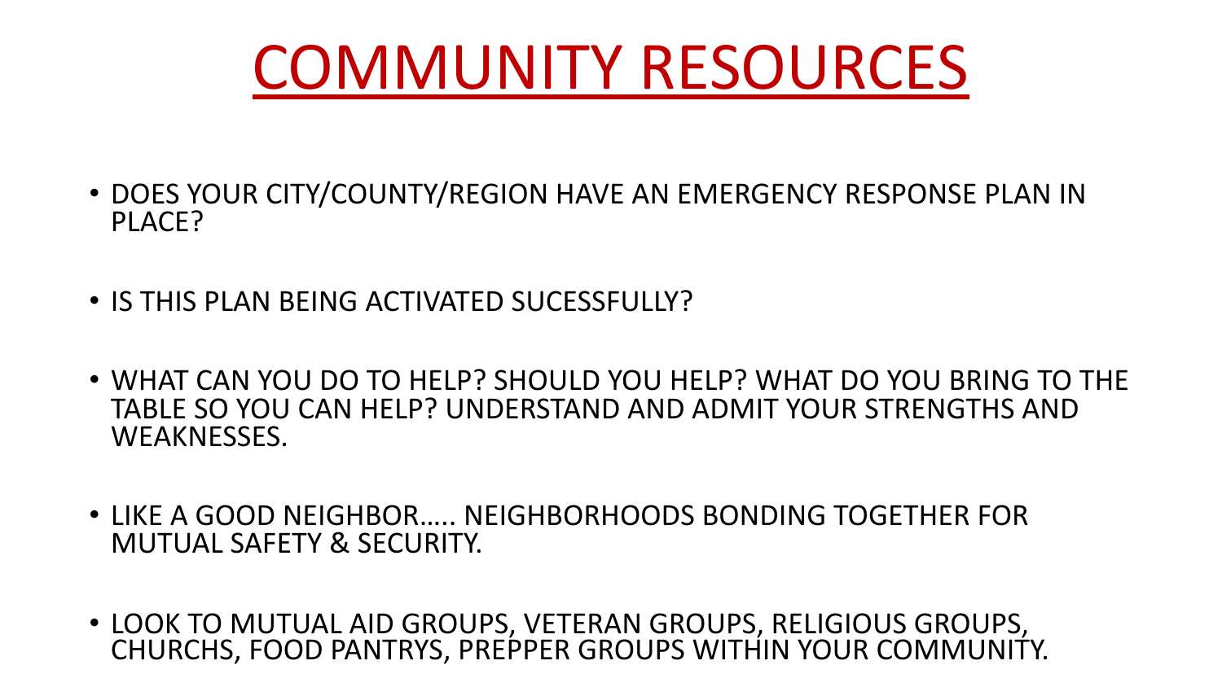# COMMUNITY RESOURCES

- DOES YOUR CITY/COUNTY/REGION HAVE AN EMERGENCY RESPONSE PLAN IN PLACE?
- IS THIS PLAN BEING ACTIVATED SUCESSFULLY?
- WHAT CAN YOU DO TO HELP? SHOULD YOU HELP? WHAT DO YOU BRING TO THE TABLE SO YOU CAN HELP? UNDERSTAND AND ADMIT YOUR STRENGTHS AND WEAKNESSES.
- LIKE A GOOD NEIGHBOR….. NEIGHBORHOODS BONDING TOGETHER FOR MUTUAL SAFETY & SECURITY.
- LOOK TO MUTUAL AID GROUPS, VETERAN GROUPS, RELIGIOUS GROUPS, CHURCHS, FOOD PANTRYS, PREPPER GROUPS WITHIN YOUR COMMUNITY.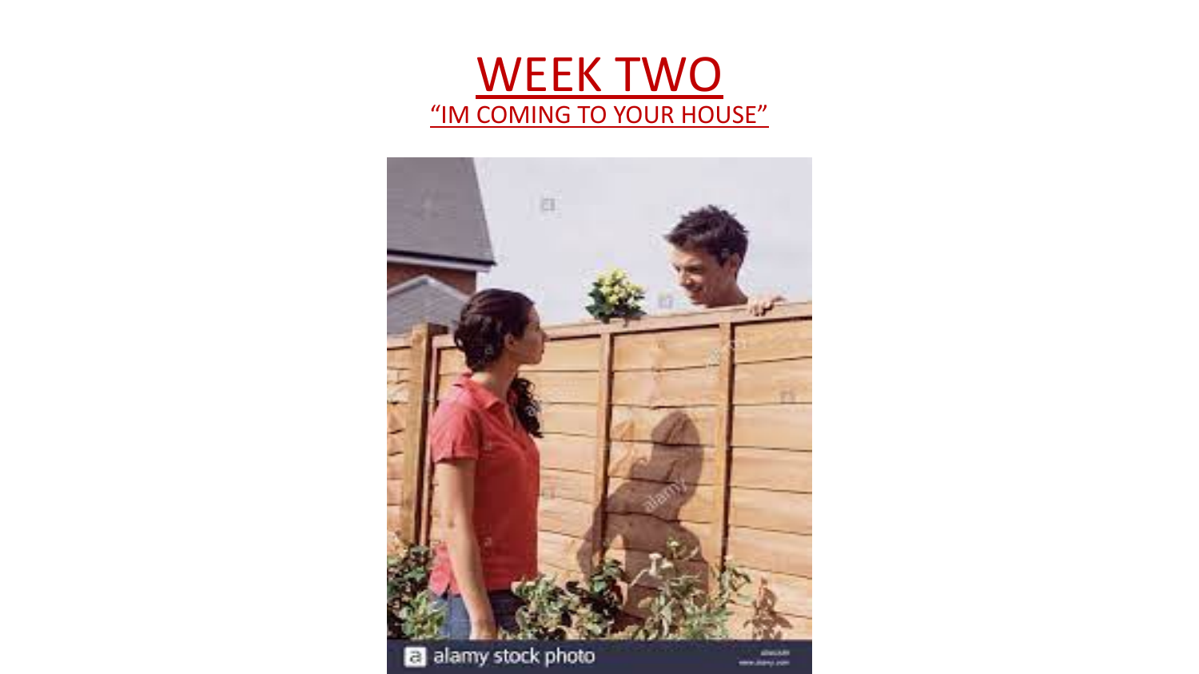# WEEK TWO

## "IM COMING TO YOUR HOUSE"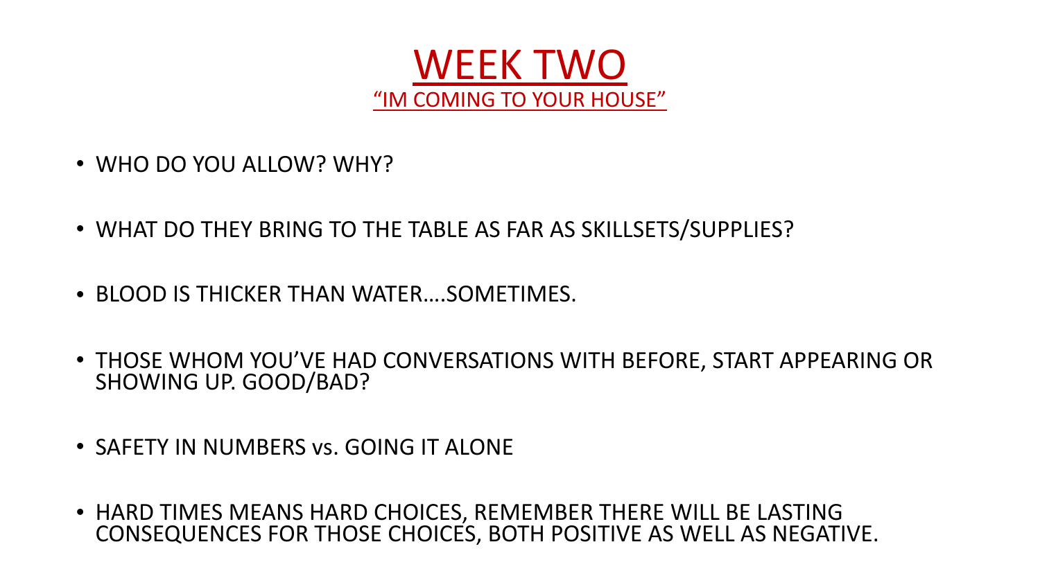# WEEK TWO

## "IM COMING TO YOUR HOUSE"

- WHO DO YOU ALLOW? WHY?
- WHAT DO THEY BRING TO THE TABLE AS FAR AS SKILLSETS/SUPPLIES?
- BLOOD IS THICKER THAN WATER….SOMETIMES.
- THOSE WHOM YOU'VE HAD CONVERSATIONS WITH BEFORE, START APPEARING OR SHOWING UP. GOOD/BAD?
- SAFETY IN NUMBERS vs. GOING IT ALONE
- HARD TIMES MEANS HARD CHOICES, REMEMBER THERE WILL BE LASTING CONSEQUENCES FOR THOSE CHOICES, BOTH POSITIVE AS WELL AS NEGATIVE.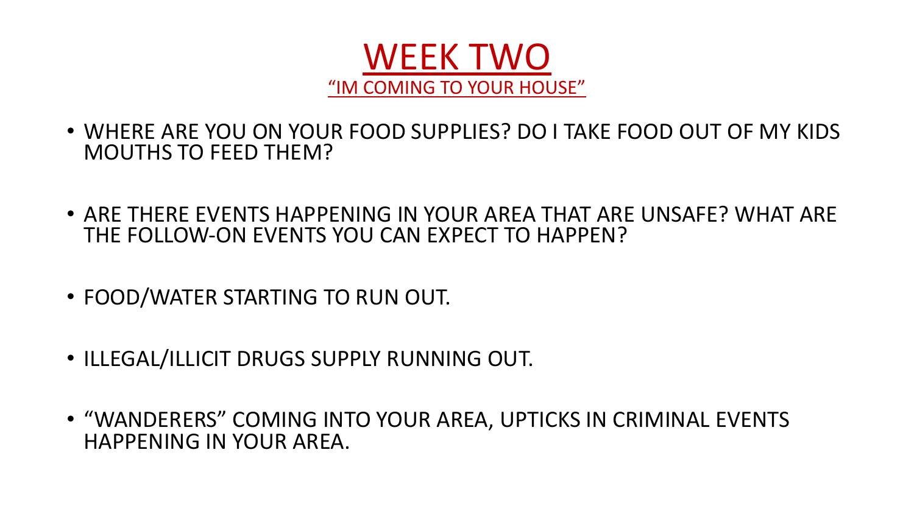# WEEK TWO

## "IM COMING TO YOUR HOUSE"

- WHERE ARE YOU ON YOUR FOOD SUPPLIES? DO I TAKE FOOD OUT OF MY KIDS MOUTHS TO FEED THEM?
- ARE THERE EVENTS HAPPENING IN YOUR AREA THAT ARE UNSAFE? WHAT ARE THE FOLLOW-ON EVENTS YOU CAN EXPECT TO HAPPEN?
- FOOD/WATER STARTING TO RUN OUT.
- ILLEGAL/ILLICIT DRUGS SUPPLY RUNNING OUT.
- "WANDERERS" COMING INTO YOUR AREA, UPTICKS IN CRIMINAL EVENTS HAPPENING IN YOUR AREA.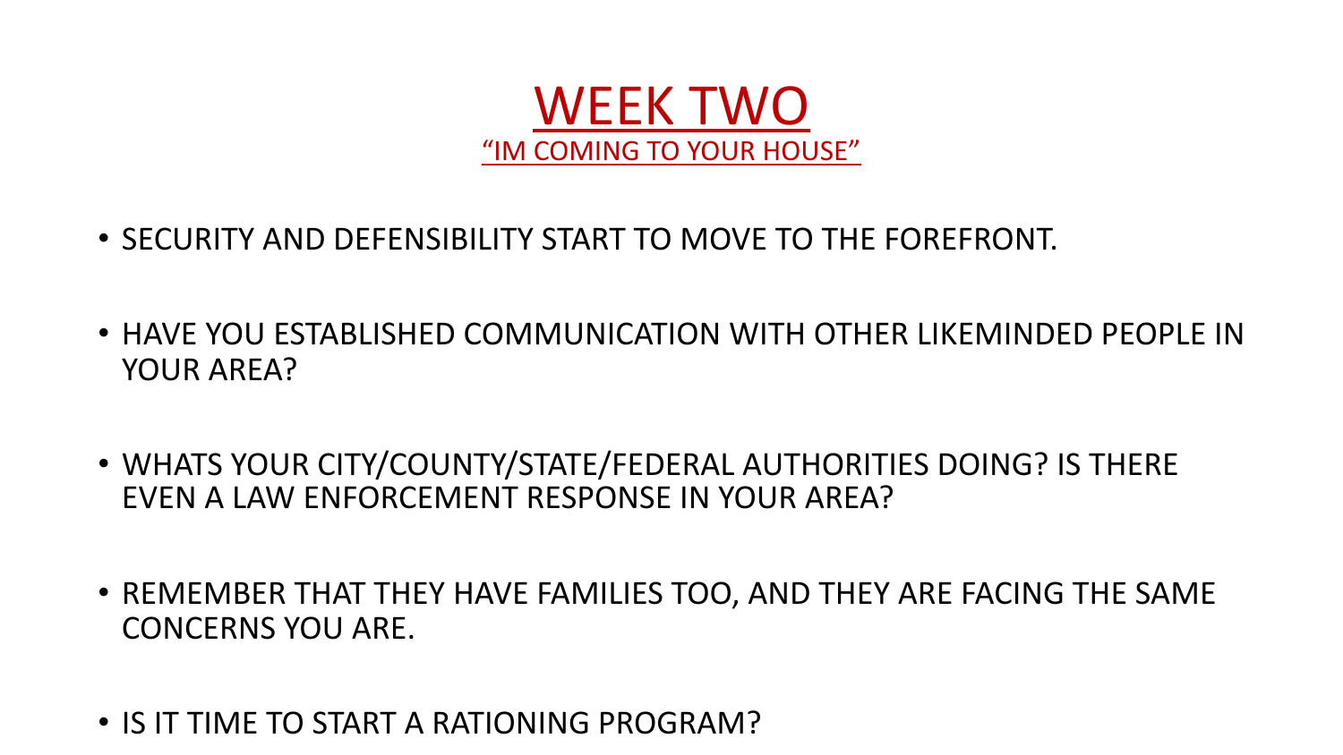# WEEK TWO

## "IM COMING TO YOUR HOUSE"

- SECURITY AND DEFENSIBILITY START TO MOVE TO THE FOREFRONT.
- HAVE YOU ESTABLISHED COMMUNICATION WITH OTHER LIKEMINDED PEOPLE IN YOUR AREA?
- WHATS YOUR CITY/COUNTY/STATE/FEDERAL AUTHORITIES DOING? IS THERE EVEN A LAW ENFORCEMENT RESPONSE IN YOUR AREA?
- REMEMBER THAT THEY HAVE FAMILIES TOO, AND THEY ARE FACING THE SAME CONCERNS YOU ARE.
- IS IT TIME TO START A RATIONING PROGRAM?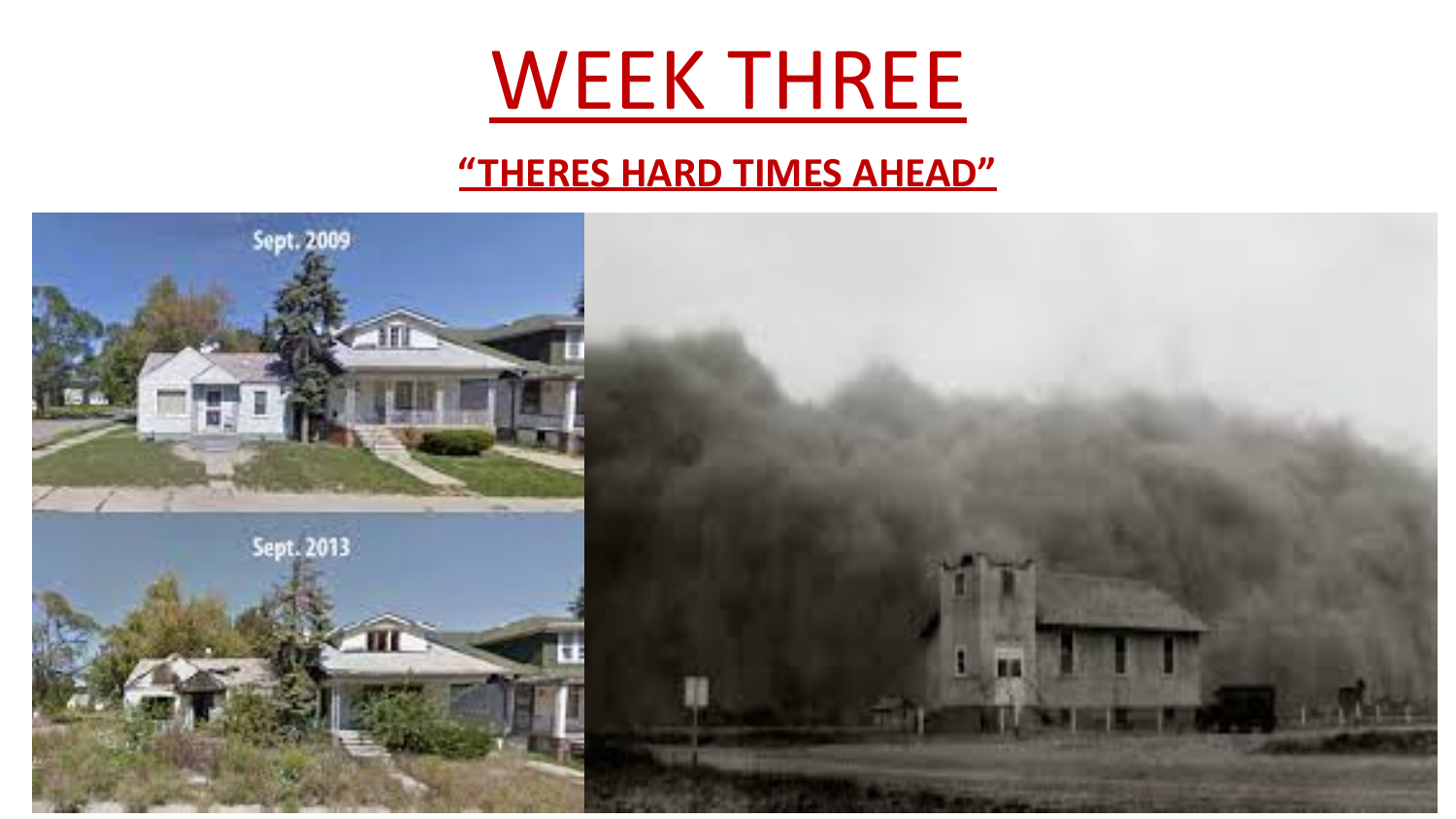# WEEK THREE

## **“THERES HARD TIMES AHEAD”**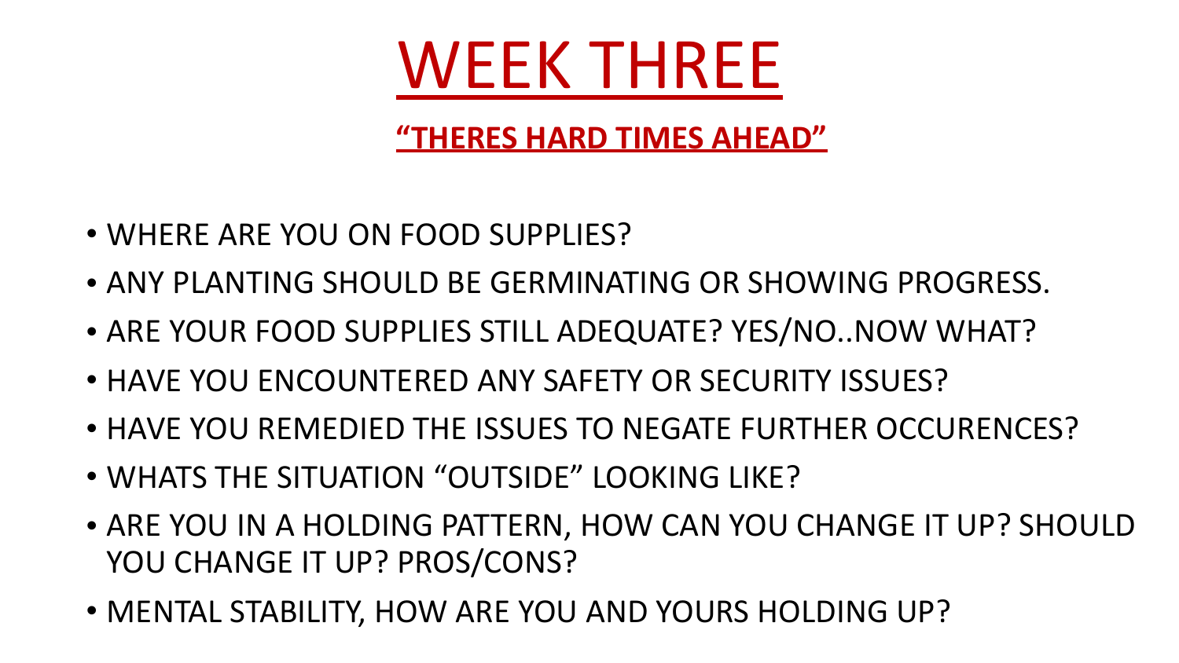# WEEK THREE

## "THERES HARD TIMES AHEAD"

- WHERE ARE YOU ON FOOD SUPPLIES?
- ANY PLANTING SHOULD BE GERMINATING OR SHOWING PROGRESS.
- ARE YOUR FOOD SUPPLIES STILL ADEQUATE? YES/NO..NOW WHAT?
- HAVE YOU ENCOUNTERED ANY SAFETY OR SECURITY ISSUES?
- HAVE YOU REMEDIED THE ISSUES TO NEGATE FURTHER OCCURENCES?
- WHATS THE SITUATION "OUTSIDE" LOOKING LIKE?
- ARE YOU IN A HOLDING PATTERN, HOW CAN YOU CHANGE IT UP? SHOULD YOU CHANGE IT UP? PROS/CONS?
- MENTAL STABILITY, HOW ARE YOU AND YOURS HOLDING UP?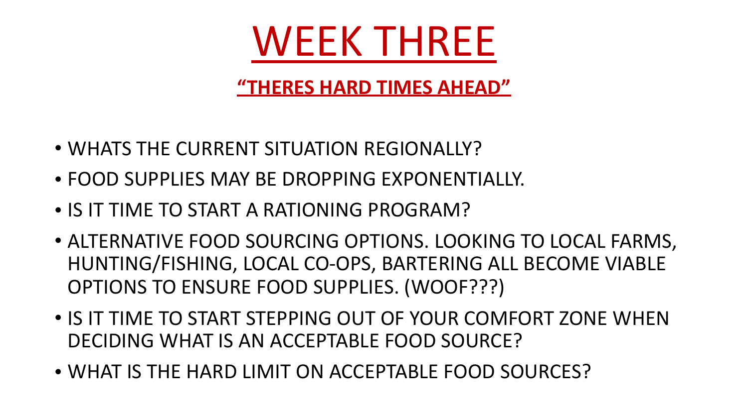# WEEK THREE

## "THERES HARD TIMES AHEAD"

- WHATS THE CURRENT SITUATION REGIONALLY?
- FOOD SUPPLIES MAY BE DROPPING EXPONENTIALLY.
- IS IT TIME TO START A RATIONING PROGRAM?
- ALTERNATIVE FOOD SOURCING OPTIONS. LOOKING TO LOCAL FARMS, HUNTING/FISHING, LOCAL CO-OPS, BARTERING ALL BECOME VIABLE OPTIONS TO ENSURE FOOD SUPPLIES. (WOOF???)
- IS IT TIME TO START STEPPING OUT OF YOUR COMFORT ZONE WHEN DECIDING WHAT IS AN ACCEPTABLE FOOD SOURCE?
- WHAT IS THE HARD LIMIT ON ACCEPTABLE FOOD SOURCES?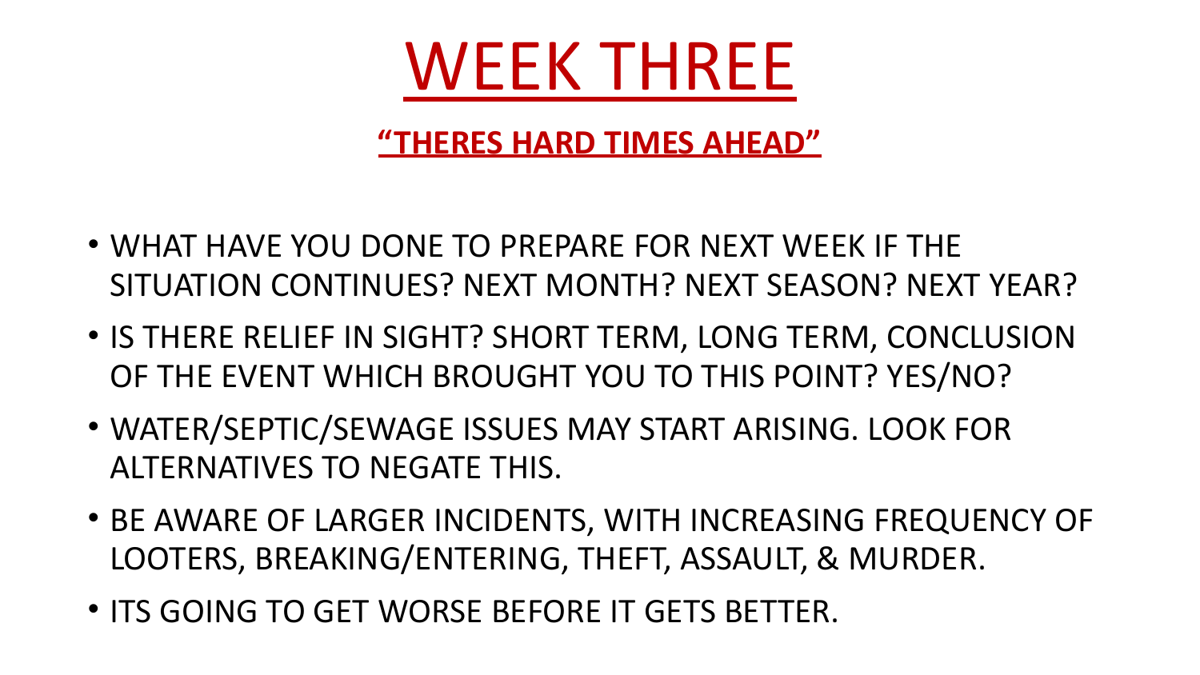# WEEK THREE

## "THERES HARD TIMES AHEAD"

- WHAT HAVE YOU DONE TO PREPARE FOR NEXT WEEK IF THE SITUATION CONTINUES? NEXT MONTH? NEXT SEASON? NEXT YEAR?
- IS THERE RELIEF IN SIGHT? SHORT TERM, LONG TERM, CONCLUSION OF THE EVENT WHICH BROUGHT YOU TO THIS POINT? YES/NO?
- WATER/SEPTIC/SEWAGE ISSUES MAY START ARISING. LOOK FOR ALTERNATIVES TO NEGATE THIS.
- BE AWARE OF LARGER INCIDENTS, WITH INCREASING FREQUENCY OF LOOTERS, BREAKING/ENTERING, THEFT, ASSAULT, & MURDER.
- ITS GOING TO GET WORSE BEFORE IT GETS BETTER.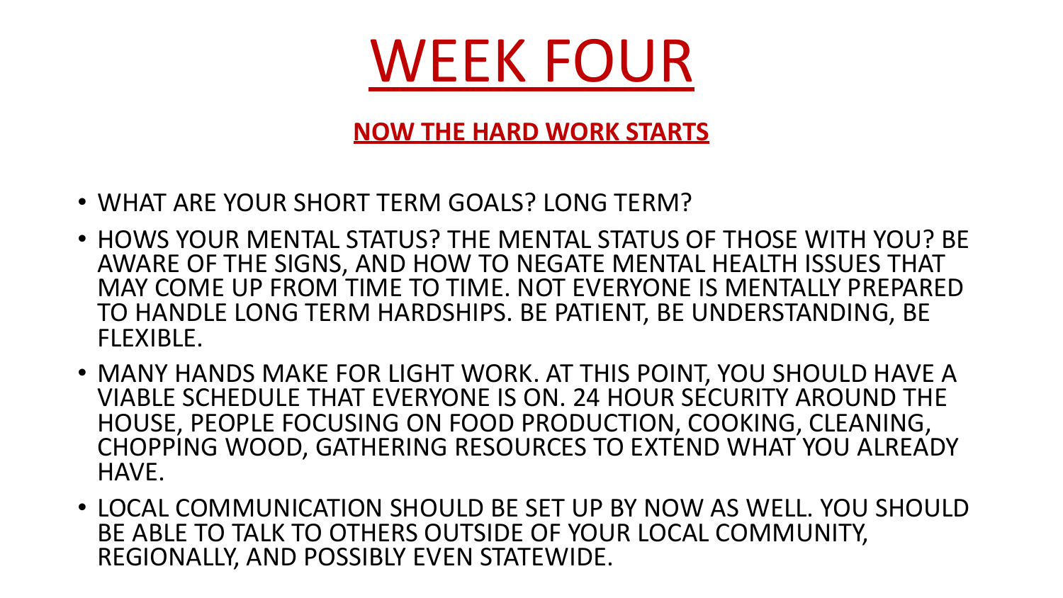# WEEK FOUR

## NOW THE HARD WORK STARTS

- WHAT ARE YOUR SHORT TERM GOALS? LONG TERM?
- HOWS YOUR MENTAL STATUS? THE MENTAL STATUS OF THOSE WITH YOU? BE AWARE OF THE SIGNS, AND HOW TO NEGATE MENTAL HEALTH ISSUES THAT MAY COME UP FROM TIME TO TIME. NOT EVERYONE IS MENTALLY PREPARED TO HANDLE LONG TERM HARDSHIPS. BE PATIENT, BE UNDERSTANDING, BE FLEXIBLE.
- MANY HANDS MAKE FOR LIGHT WORK. AT THIS POINT, YOU SHOULD HAVE A VIABLE SCHEDULE THAT EVERYONE IS ON. 24 HOUR SECURITY AROUND THE HOUSE, PEOPLE FOCUSING ON FOOD PRODUCTION, COOKING, CLEANING, CHOPPING WOOD, GATHERING RESOURCES TO EXTEND WHAT YOU ALREADY HAVE.
- LOCAL COMMUNICATION SHOULD BE SET UP BY NOW AS WELL. YOU SHOULD BE ABLE TO TALK TO OTHERS OUTSIDE OF YOUR LOCAL COMMUNITY, REGIONALLY, AND POSSIBLY EVEN STATEWIDE.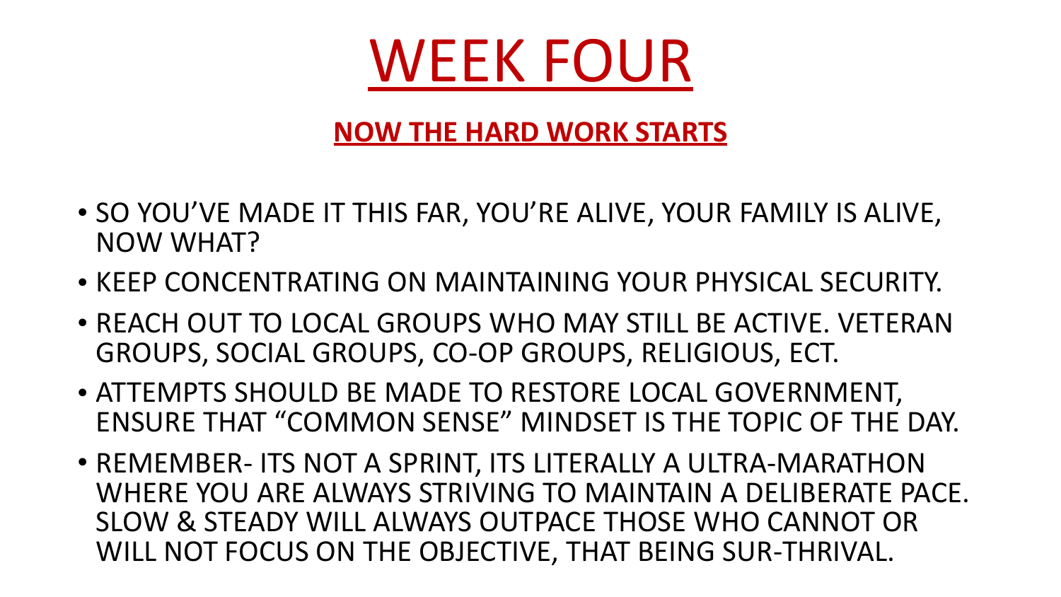# WEEK FOUR

## NOW THE HARD WORK STARTS

- SO YOU'VE MADE IT THIS FAR, YOU'RE ALIVE, YOUR FAMILY IS ALIVE, NOW WHAT?
- KEEP CONCENTRATING ON MAINTAINING YOUR PHYSICAL SECURITY.
- REACH OUT TO LOCAL GROUPS WHO MAY STILL BE ACTIVE. VETERAN GROUPS, SOCIAL GROUPS, CO-OP GROUPS, RELIGIOUS, ECT.
- ATTEMPTS SHOULD BE MADE TO RESTORE LOCAL GOVERNMENT, ENSURE THAT "COMMON SENSE" MINDSET IS THE TOPIC OF THE DAY.
- REMEMBER- ITS NOT A SPRINT, ITS LITERALLY A ULTRA-MARATHON WHERE YOU ARE ALWAYS STRIVING TO MAINTAIN A DELIBERATE PACE. SLOW & STEADY WILL ALWAYS OUTPACE THOSE WHO CANNOT OR WILL NOT FOCUS ON THE OBJECTIVE, THAT BEING SUR-THRIVAL.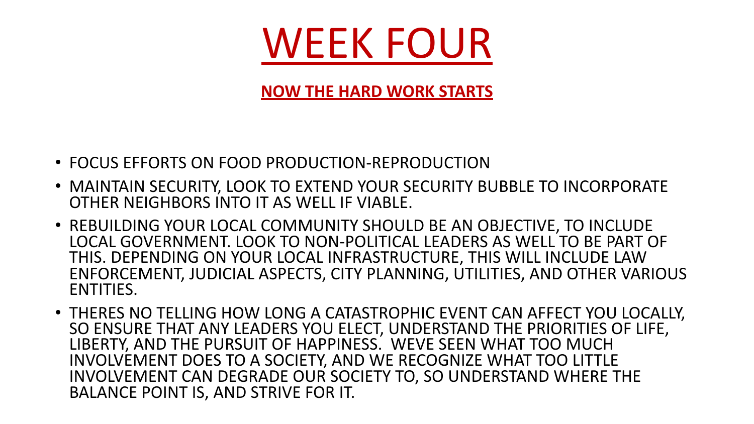# WEEK FOUR

**NOW THE HARD WORK STARTS**

- FOCUS EFFORTS ON FOOD PRODUCTION-REPRODUCTION
- MAINTAIN SECURITY, LOOK TO EXTEND YOUR SECURITY BUBBLE TO INCORPORATE OTHER NEIGHBORS INTO IT AS WELL IF VIABLE.
- REBUILDING YOUR LOCAL COMMUNITY SHOULD BE AN OBJECTIVE, TO INCLUDE LOCAL GOVERNMENT. LOOK TO NON-POLITICAL LEADERS AS WELL TO BE PART OF THIS. DEPENDING ON YOUR LOCAL INFRASTRUCTURE, THIS WILL INCLUDE LAW ENFORCEMENT, JUDICIAL ASPECTS, CITY PLANNING, UTILITIES, AND OTHER VARIOUS ENTITIES.
- THERES NO TELLING HOW LONG A CATASTROPHIC EVENT CAN AFFECT YOU LOCALLY, SO ENSURE THAT ANY LEADERS YOU ELECT, UNDERSTAND THE PRIORITIES OF LIFE, LIBERTY, AND THE PURSUIT OF HAPPINESS. WEVE SEEN WHAT TOO MUCH INVOLVEMENT DOES TO A SOCIETY, AND WE RECOGNIZE WHAT TOO LITTLE INVOLVEMENT CAN DEGRADE OUR SOCIETY TO, SO UNDERSTAND WHERE THE BALANCE POINT IS, AND STRIVE FOR IT.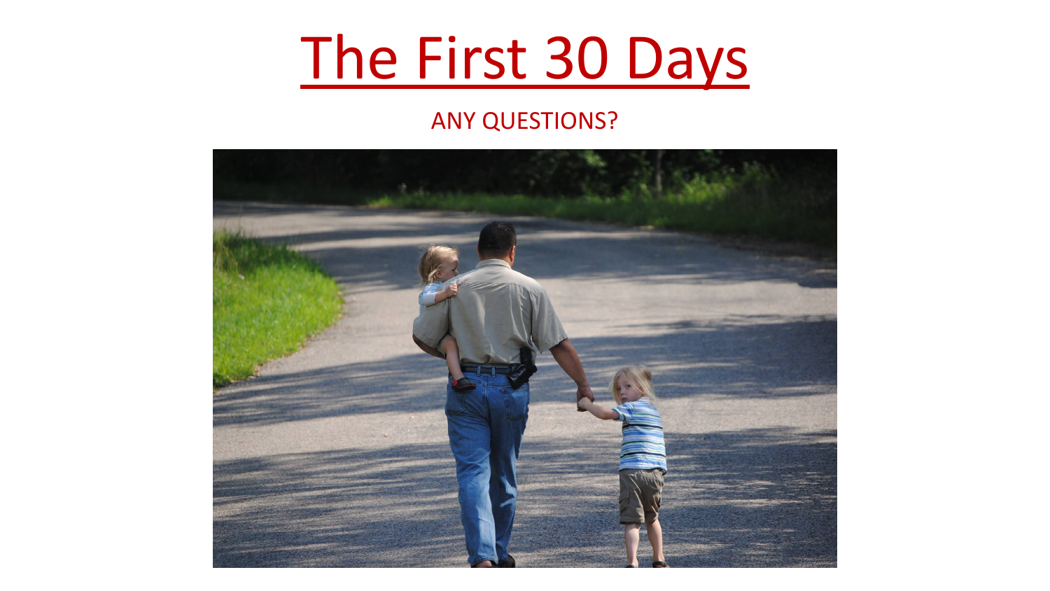# The First 30 Days

ANY QUESTIONS?